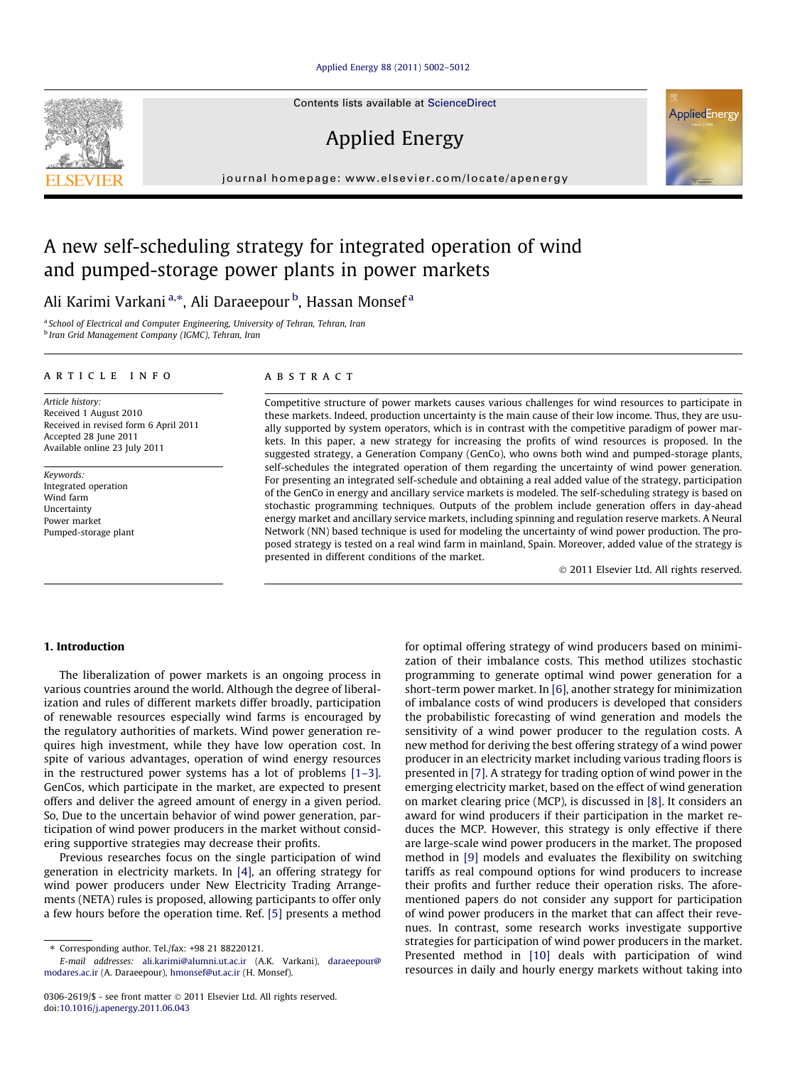# A new self-scheduling strategy for integrated operation of wind and pumped-storage power plants in power markets

Ali Karimi Varkani [a,*], Ali Daraeepour [b], Hassan Monsef [a]

[a] *School of Electrical and Computer Engineering, University of Tehran, Tehran, Iran*
[b] *Iran Grid Management Company (IGMC), Tehran, Iran*

## ARTICLE INFO

*Article history:*
Received 1 August 2010
Received in revised form 6 April 2011
Accepted 28 June 2011
Available online 23 July 2011

*Keywords:*
Integrated operation
Wind farm
Uncertainty
Power market
Pumped-storage plant

## ABSTRACT

Competitive structure of power markets causes various challenges for wind resources to participate in these markets. Indeed, production uncertainty is the main cause of their low income. Thus, they are usually supported by system operators, which is in contrast with the competitive paradigm of power markets. In this paper, a new strategy for increasing the profits of wind resources is proposed. In the suggested strategy, a Generation Company (GenCo), who owns both wind and pumped-storage plants, self-schedules the integrated operation of them regarding the uncertainty of wind power generation. For presenting an integrated self-schedule and obtaining a real added value of the strategy, participation of the GenCo in energy and ancillary service markets is modeled. The self-scheduling strategy is based on stochastic programming techniques. Outputs of the problem include generation offers in day-ahead energy market and ancillary service markets, including spinning and regulation reserve markets. A Neural Network (NN) based technique is used for modeling the uncertainty of wind power production. The proposed strategy is tested on a real wind farm in mainland, Spain. Moreover, added value of the strategy is presented in different conditions of the market.

© 2011 Elsevier Ltd. All rights reserved.

## 1. Introduction

The liberalization of power markets is an ongoing process in various countries around the world. Although the degree of liberalization and rules of different markets differ broadly, participation of renewable resources especially wind farms is encouraged by the regulatory authorities of markets. Wind power generation requires high investment, while they have low operation cost. In spite of various advantages, operation of wind energy resources in the restructured power systems has a lot of problems [1–3]. GenCos, which participate in the market, are expected to present offers and deliver the agreed amount of energy in a given period. So, Due to the uncertain behavior of wind power generation, participation of wind power producers in the market without considering supportive strategies may decrease their profits.

Previous researches focus on the single participation of wind generation in electricity markets. In [4], an offering strategy for wind power producers under New Electricity Trading Arrangements (NETA) rules is proposed, allowing participants to offer only a few hours before the operation time. Ref. [5] presents a method for optimal offering strategy of wind producers based on minimization of their imbalance costs. This method utilizes stochastic programming to generate optimal wind power generation for a short-term power market. In [6], another strategy for minimization of imbalance costs of wind producers is developed that considers the probabilistic forecasting of wind generation and models the sensitivity of a wind power producer to the regulation costs. A new method for deriving the best offering strategy of a wind power producer in an electricity market including various trading floors is presented in [7]. A strategy for trading option of wind power in the emerging electricity market, based on the effect of wind generation on market clearing price (MCP), is discussed in [8]. It considers an award for wind producers if their participation in the market reduces the MCP. However, this strategy is only effective if there are large-scale wind power producers in the market. The proposed method in [9] models and evaluates the flexibility on switching tariffs as real compound options for wind producers to increase their profits and further reduce their operation risks. The aforementioned papers do not consider any support for participation of wind power producers in the market that can affect their revenues. In contrast, some research works investigate supportive strategies for participation of wind power producers in the market. Presented method in [10] deals with participation of wind resources in daily and hourly energy markets without taking into

* Corresponding author. Tel./fax: +98 21 88220121.
*E-mail addresses:* ali.karimi@alumni.ut.ac.ir (A.K. Varkani), daraeepour@modares.ac.ir (A. Daraeepour), hmonsef@ut.ac.ir (H. Monsef).

0306-2619/$ - see front matter © 2011 Elsevier Ltd. All rights reserved.
doi:10.1016/j.apenergy.2011.06.043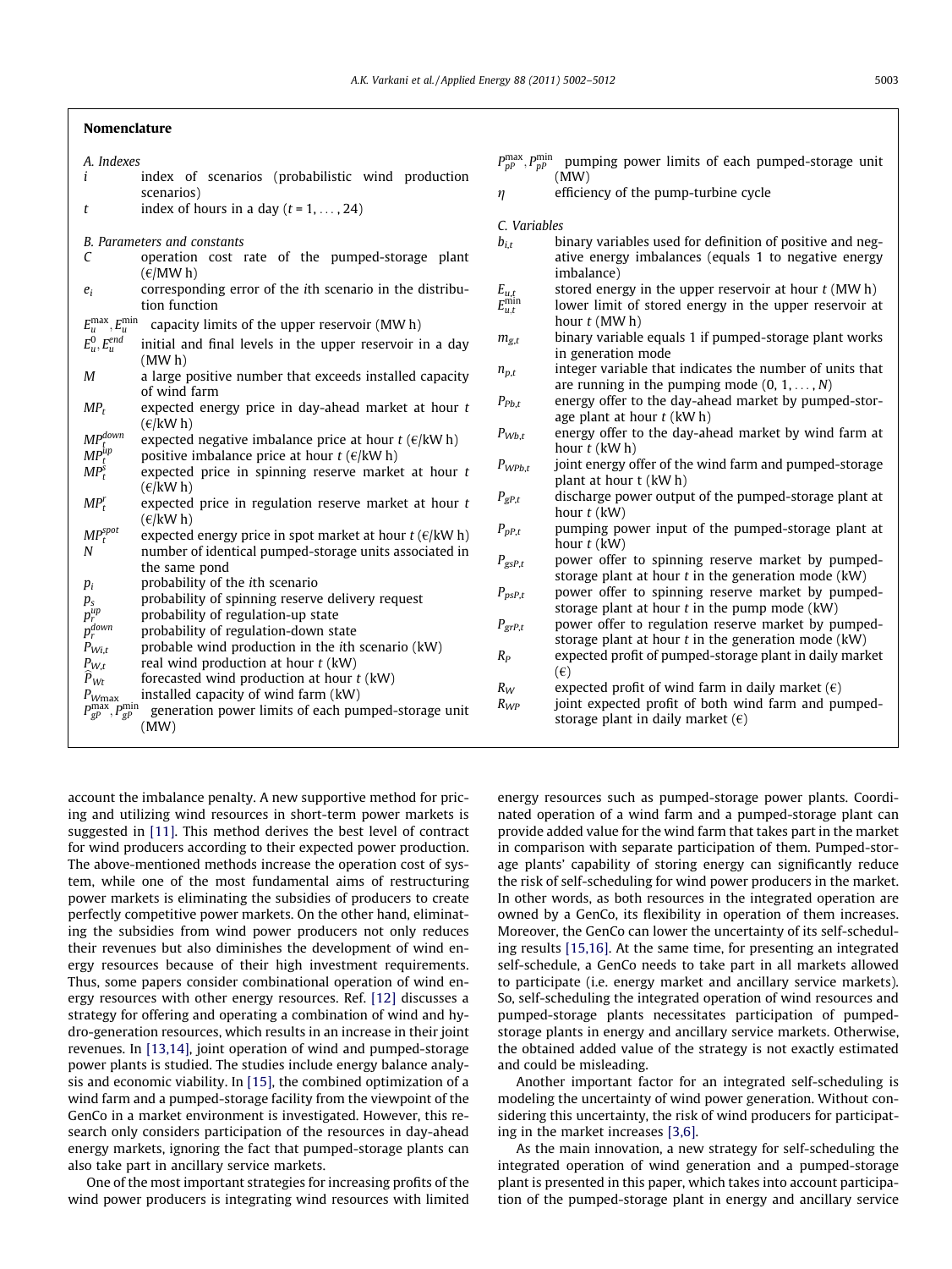## Nomenclature

*A. Indexes*

- $i$ — index of scenarios (probabilistic wind production scenarios)
- $t$ — index of hours in a day ($t = 1, \ldots, 24$)

*B. Parameters and constants*

- $C$ — operation cost rate of the pumped-storage plant (€/MW h)
- $e_i$ — corresponding error of the $i$th scenario in the distribution function
- $E_u^{\max}, E_u^{\min}$ — capacity limits of the upper reservoir (MW h)
- $E_u^0, E_u^{end}$ — initial and final levels in the upper reservoir in a day (MW h)
- $M$ — a large positive number that exceeds installed capacity of wind farm
- $MP_t$ — expected energy price in day-ahead market at hour $t$ (€/kW h)
- $MP_t^{down}$ — expected negative imbalance price at hour $t$ (€/kW h)
- $MP_t^{up}$ — positive imbalance price at hour $t$ (€/kW h)
- $MP_t^s$ — expected price in spinning reserve market at hour $t$ (€/kW h)
- $MP_t^r$ — expected price in regulation reserve market at hour $t$ (€/kW h)
- $MP_t^{spot}$ — expected energy price in spot market at hour $t$ (€/kW h)
- $N$ — number of identical pumped-storage units associated in the same pond
- $p_i$ — probability of the $i$th scenario
- $p_s$ — probability of spinning reserve delivery request
- $p_r^{up}$ — probability of regulation-up state
- $p_r^{down}$ — probability of regulation-down state
- $P_{Wi,t}$ — probable wind production in the $i$th scenario (kW)
- $P_{W,t}$ — real wind production at hour $t$ (kW)
- $\widehat{P}_{Wt}$ — forecasted wind production at hour $t$ (kW)
- $P_{W\max}$ — installed capacity of wind farm (kW)
- $P_{gP}^{\max}, P_{gP}^{\min}$ — generation power limits of each pumped-storage unit (MW)
- $P_{pP}^{\max}, P_{pP}^{\min}$ — pumping power limits of each pumped-storage unit (MW)
- $\eta$ — efficiency of the pump-turbine cycle

*C. Variables*

- $b_{i,t}$ — binary variables used for definition of positive and negative energy imbalances (equals 1 to negative energy imbalance)
- $E_{u,t}$ — stored energy in the upper reservoir at hour $t$ (MW h)
- $E_{u,t}^{\min}$ — lower limit of stored energy in the upper reservoir at hour $t$ (MW h)
- $m_{g,t}$ — binary variable equals 1 if pumped-storage plant works in generation mode
- $n_{p,t}$ — integer variable that indicates the number of units that are running in the pumping mode ($0, 1, \ldots, N$)
- $P_{Pb,t}$ — energy offer to the day-ahead market by pumped-storage plant at hour $t$ (kW h)
- $P_{Wb,t}$ — energy offer to the day-ahead market by wind farm at hour $t$ (kW h)
- $P_{WPb,t}$ — joint energy offer of the wind farm and pumped-storage plant at hour $t$ (kW h)
- $P_{gP,t}$ — discharge power output of the pumped-storage plant at hour $t$ (kW)
- $P_{pP,t}$ — pumping power input of the pumped-storage plant at hour $t$ (kW)
- $P_{gsP,t}$ — power offer to spinning reserve market by pumped-storage plant at hour $t$ in the generation mode (kW)
- $P_{psP,t}$ — power offer to spinning reserve market by pumped-storage plant at hour $t$ in the pump mode (kW)
- $P_{grP,t}$ — power offer to regulation reserve market by pumped-storage plant at hour $t$ in the generation mode (kW)
- $R_P$ — expected profit of pumped-storage plant in daily market (€)
- $R_W$ — expected profit of wind farm in daily market (€)
- $R_{WP}$ — joint expected profit of both wind farm and pumped-storage plant in daily market (€)

account the imbalance penalty. A new supportive method for pricing and utilizing wind resources in short-term power markets is suggested in [11]. This method derives the best level of contract for wind producers according to their expected power production. The above-mentioned methods increase the operation cost of system, while one of the most fundamental aims of restructuring power markets is eliminating the subsidies of producers to create perfectly competitive power markets. On the other hand, eliminating the subsidies from wind power producers not only reduces their revenues but also diminishes the development of wind energy resources because of their high investment requirements. Thus, some papers consider combinational operation of wind energy resources with other energy resources. Ref. [12] discusses a strategy for offering and operating a combination of wind and hydro-generation resources, which results in an increase in their joint revenues. In [13,14], joint operation of wind and pumped-storage power plants is studied. The studies include energy balance analysis and economic viability. In [15], the combined optimization of a wind farm and a pumped-storage facility from the viewpoint of the GenCo in a market environment is investigated. However, this research only considers participation of the resources in day-ahead energy markets, ignoring the fact that pumped-storage plants can also take part in ancillary service markets.

One of the most important strategies for increasing profits of the wind power producers is integrating wind resources with limited energy resources such as pumped-storage power plants. Coordinated operation of a wind farm and a pumped-storage plant can provide added value for the wind farm that takes part in the market in comparison with separate participation of them. Pumped-storage plants' capability of storing energy can significantly reduce the risk of self-scheduling for wind power producers in the market. In other words, as both resources in the integrated operation are owned by a GenCo, its flexibility in operation of them increases. Moreover, the GenCo can lower the uncertainty of its self-scheduling results [15,16]. At the same time, for presenting an integrated self-schedule, a GenCo needs to take part in all markets allowed to participate (i.e. energy market and ancillary service markets). So, self-scheduling the integrated operation of wind resources and pumped-storage plants necessitates participation of pumped-storage plants in energy and ancillary service markets. Otherwise, the obtained added value of the strategy is not exactly estimated and could be misleading.

Another important factor for an integrated self-scheduling is modeling the uncertainty of wind power generation. Without considering this uncertainty, the risk of wind producers for participating in the market increases [3,6].

As the main innovation, a new strategy for self-scheduling the integrated operation of wind generation and a pumped-storage plant is presented in this paper, which takes into account participation of the pumped-storage plant in energy and ancillary service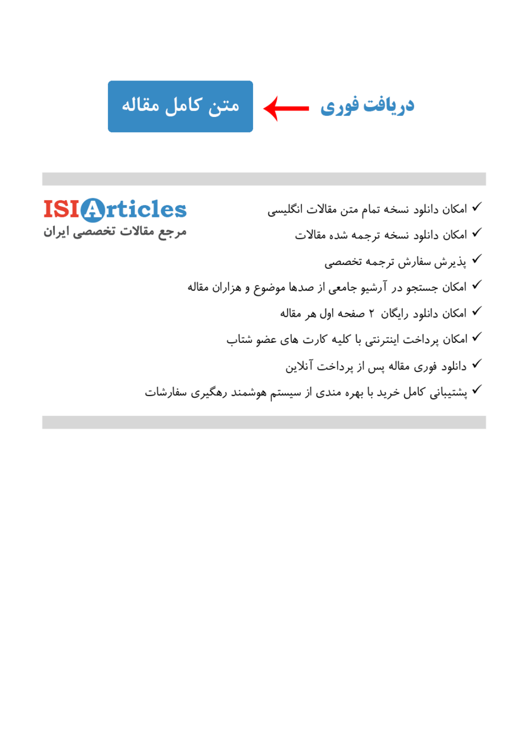متن کامل مقاله ← دریافت فوری

**ISIArticles**
مرجع مقالات تخصصی ایران

- ✓ امکان دانلود نسخه تمام متن مقالات انگلیسی
- ✓ امکان دانلود نسخه ترجمه شده مقالات
- ✓ پذیرش سفارش ترجمه تخصصی
- ✓ امکان جستجو در آرشیو جامعی از صدها موضوع و هزاران مقاله
- ✓ امکان دانلود رایگان ۲ صفحه اول هر مقاله
- ✓ امکان پرداخت اینترنتی با کلیه کارت های عضو شتاب
- ✓ دانلود فوری مقاله پس از پرداخت آنلاین
- ✓ پشتیبانی کامل خرید با بهره مندی از سیستم هوشمند رهگیری سفارشات